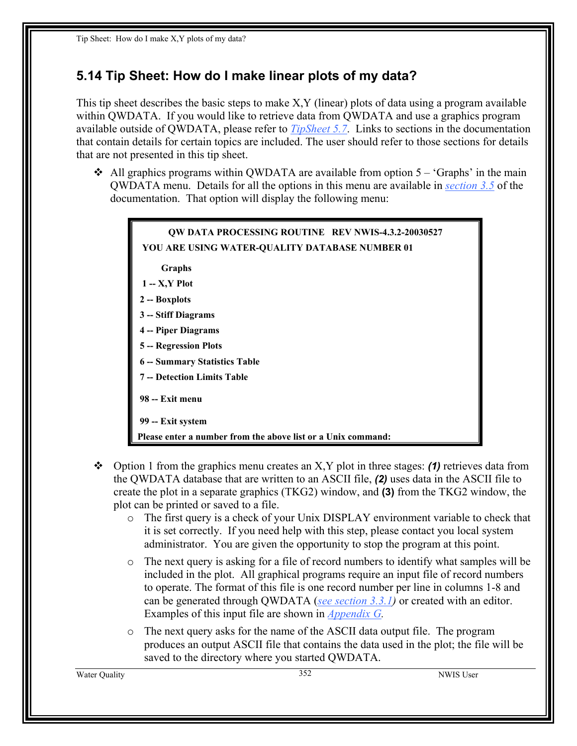## 5.14 Tip Sheet: How do I make linear plots of my data?

This tip sheet describes the basic steps to make X,Y (linear) plots of data using a program available within QWDATA. If you would like to retrieve data from QWDATA and use a graphics program available outside of QWDATA, please refer to *TipSheet 5.7*. Links to sections in the documentation that contain details for certain topics are included. The user should refer to those sections for details that are not presented in this tip sheet.

- All graphics programs within QWDATA are available from option 5 – 'Graphs' in the main QWDATA menu. Details for all the options in this menu are available in *section 3.5* of the documentation. That option will display the following menu:

```
   QW DATA PROCESSING ROUTINE   REV NWIS-4.3.2-20030527
 YOU ARE USING WATER-QUALITY DATABASE NUMBER 01

      Graphs
 1 -- X,Y Plot
 2 -- Boxplots
 3 -- Stiff Diagrams
 4 -- Piper Diagrams
 5 -- Regression Plots
 6 -- Summary Statistics Table
 7 -- Detection Limits Table

 98 -- Exit menu

 99 -- Exit system
Please enter a number from the above list or a Unix command:
```

- Option 1 from the graphics menu creates an X,Y plot in three stages: ***(1)*** retrieves data from the QWDATA database that are written to an ASCII file, ***(2)*** uses data in the ASCII file to create the plot in a separate graphics (TKG2) window, and **(3)** from the TKG2 window, the plot can be printed or saved to a file.
  - The first query is a check of your Unix DISPLAY environment variable to check that it is set correctly. If you need help with this step, please contact you local system administrator. You are given the opportunity to stop the program at this point.
  - The next query is asking for a file of record numbers to identify what samples will be included in the plot. All graphical programs require an input file of record numbers to operate. The format of this file is one record number per line in columns 1-8 and can be generated through QWDATA (*see section 3.3.1*) or created with an editor. Examples of this input file are shown in *Appendix G*.
  - The next query asks for the name of the ASCII data output file. The program produces an output ASCII file that contains the data used in the plot; the file will be saved to the directory where you started QWDATA.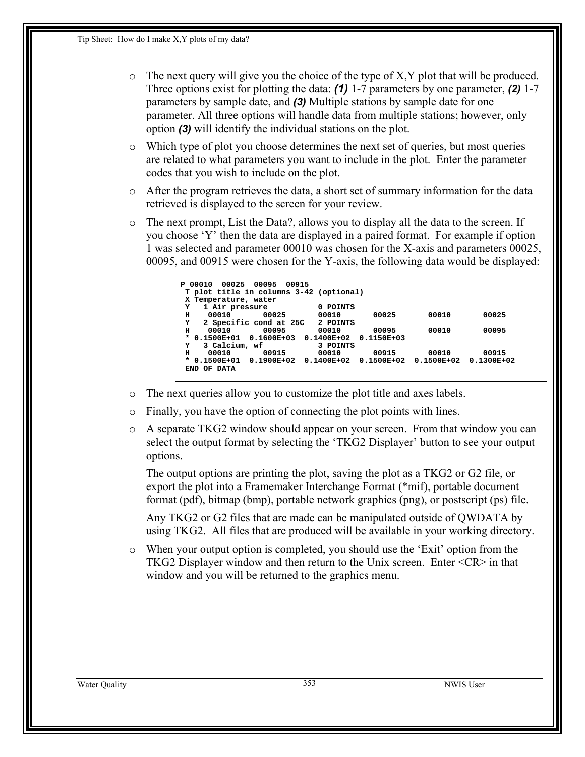- The next query will give you the choice of the type of X,Y plot that will be produced. Three options exist for plotting the data: ***(1)*** 1-7 parameters by one parameter, ***(2)*** 1-7 parameters by sample date, and ***(3)*** Multiple stations by sample date for one parameter. All three options will handle data from multiple stations; however, only option ***(3)*** will identify the individual stations on the plot.
- Which type of plot you choose determines the next set of queries, but most queries are related to what parameters you want to include in the plot. Enter the parameter codes that you wish to include on the plot.
- After the program retrieves the data, a short set of summary information for the data retrieved is displayed to the screen for your review.
- The next prompt, List the Data?, allows you to display all the data to the screen. If you choose 'Y' then the data are displayed in a paired format. For example if option 1 was selected and parameter 00010 was chosen for the X-axis and parameters 00025, 00095, and 00915 were chosen for the Y-axis, the following data would be displayed:

```
P 00010  00025  00095  00915
 T plot title in columns 3-42 (optional)
 X Temperature, water
 Y   1 Air pressure           0 POINTS
 H    00010       00025       00010       00025       00010       00025
 Y   2 Specific cond at 25C   2 POINTS
 H    00010       00095       00010       00095       00010       00095
 * 0.1500E+01  0.1600E+03  0.1400E+02  0.1150E+03
 Y   3 Calcium, wf            3 POINTS
 H    00010       00915       00010       00915       00010       00915
 * 0.1500E+01  0.1900E+02  0.1400E+02  0.1500E+02  0.1500E+02  0.1300E+02
 END OF DATA
```

- The next queries allow you to customize the plot title and axes labels.
- Finally, you have the option of connecting the plot points with lines.
- A separate TKG2 window should appear on your screen. From that window you can select the output format by selecting the 'TKG2 Displayer' button to see your output options.

  The output options are printing the plot, saving the plot as a TKG2 or G2 file, or export the plot into a Framemaker Interchange Format (*mif), portable document format (pdf), bitmap (bmp), portable network graphics (png), or postscript (ps) file.

  Any TKG2 or G2 files that are made can be manipulated outside of QWDATA by using TKG2. All files that are produced will be available in your working directory.
- When your output option is completed, you should use the 'Exit' option from the TKG2 Displayer window and then return to the Unix screen. Enter <CR> in that window and you will be returned to the graphics menu.